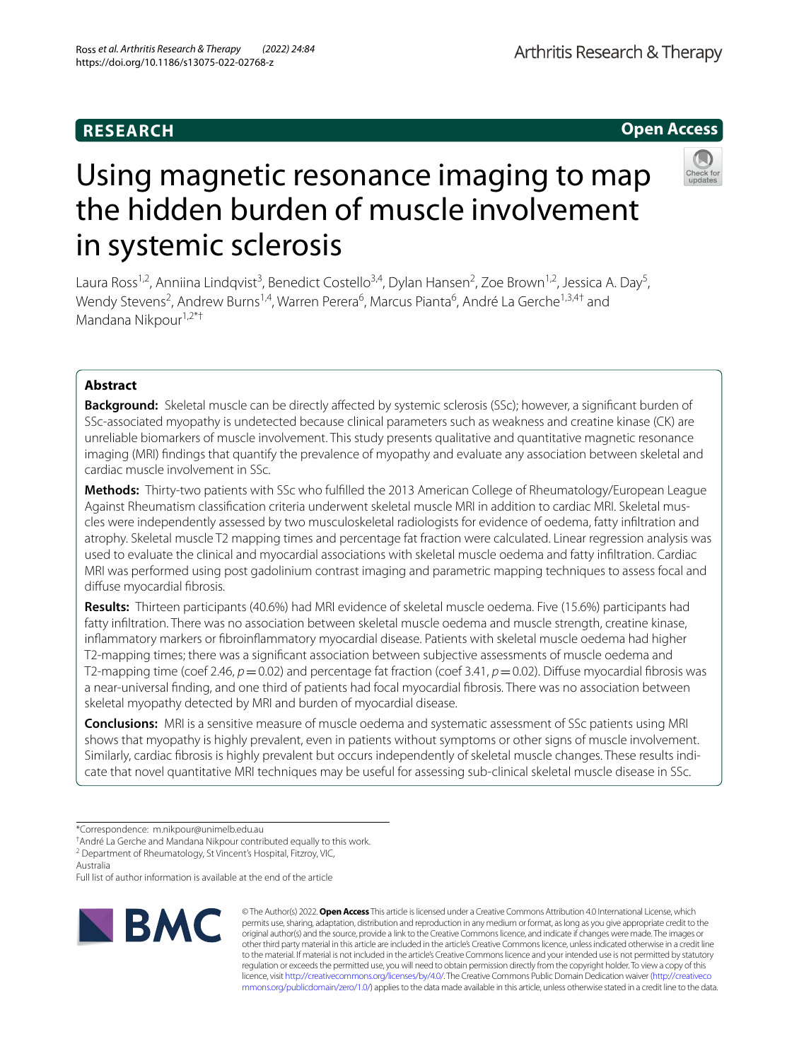RESEARCH

Open Access

# Using magnetic resonance imaging to map the hidden burden of muscle involvement in systemic sclerosis

Laura Ross[1,2], Anniina Lindqvist[3], Benedict Costello[3,4], Dylan Hansen[2], Zoe Brown[1,2], Jessica A. Day[5], Wendy Stevens[2], Andrew Burns[1,4], Warren Perera[6], Marcus Pianta[6], André La Gerche[1,3,4†] and Mandana Nikpour[1,2*†]

## Abstract

**Background:** Skeletal muscle can be directly affected by systemic sclerosis (SSc); however, a significant burden of SSc-associated myopathy is undetected because clinical parameters such as weakness and creatine kinase (CK) are unreliable biomarkers of muscle involvement. This study presents qualitative and quantitative magnetic resonance imaging (MRI) findings that quantify the prevalence of myopathy and evaluate any association between skeletal and cardiac muscle involvement in SSc.

**Methods:** Thirty-two patients with SSc who fulfilled the 2013 American College of Rheumatology/European League Against Rheumatism classification criteria underwent skeletal muscle MRI in addition to cardiac MRI. Skeletal muscles were independently assessed by two musculoskeletal radiologists for evidence of oedema, fatty infiltration and atrophy. Skeletal muscle T2 mapping times and percentage fat fraction were calculated. Linear regression analysis was used to evaluate the clinical and myocardial associations with skeletal muscle oedema and fatty infiltration. Cardiac MRI was performed using post gadolinium contrast imaging and parametric mapping techniques to assess focal and diffuse myocardial fibrosis.

**Results:** Thirteen participants (40.6%) had MRI evidence of skeletal muscle oedema. Five (15.6%) participants had fatty infiltration. There was no association between skeletal muscle oedema and muscle strength, creatine kinase, inflammatory markers or fibroinflammatory myocardial disease. Patients with skeletal muscle oedema had higher T2-mapping times; there was a significant association between subjective assessments of muscle oedema and T2-mapping time (coef 2.46, $p = 0.02$) and percentage fat fraction (coef 3.41, $p = 0.02$). Diffuse myocardial fibrosis was a near-universal finding, and one third of patients had focal myocardial fibrosis. There was no association between skeletal myopathy detected by MRI and burden of myocardial disease.

**Conclusions:** MRI is a sensitive measure of muscle oedema and systematic assessment of SSc patients using MRI shows that myopathy is highly prevalent, even in patients without symptoms or other signs of muscle involvement. Similarly, cardiac fibrosis is highly prevalent but occurs independently of skeletal muscle changes. These results indicate that novel quantitative MRI techniques may be useful for assessing sub-clinical skeletal muscle disease in SSc.

---

*Correspondence: m.nikpour@unimelb.edu.au

†André La Gerche and Mandana Nikpour contributed equally to this work.

[2] Department of Rheumatology, St Vincent's Hospital, Fitzroy, VIC, Australia

Full list of author information is available at the end of the article

© The Author(s) 2022. **Open Access** This article is licensed under a Creative Commons Attribution 4.0 International License, which permits use, sharing, adaptation, distribution and reproduction in any medium or format, as long as you give appropriate credit to the original author(s) and the source, provide a link to the Creative Commons licence, and indicate if changes were made. The images or other third party material in this article are included in the article's Creative Commons licence, unless indicated otherwise in a credit line to the material. If material is not included in the article's Creative Commons licence and your intended use is not permitted by statutory regulation or exceeds the permitted use, you will need to obtain permission directly from the copyright holder. To view a copy of this licence, visit http://creativecommons.org/licenses/by/4.0/. The Creative Commons Public Domain Dedication waiver (http://creativecommons.org/publicdomain/zero/1.0/) applies to the data made available in this article, unless otherwise stated in a credit line to the data.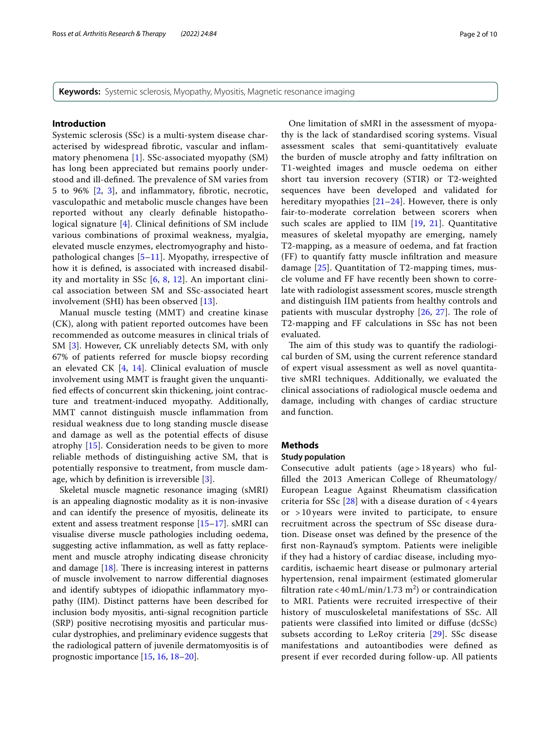**Keywords:** Systemic sclerosis, Myopathy, Myositis, Magnetic resonance imaging

## Introduction

Systemic sclerosis (SSc) is a multi-system disease characterised by widespread fibrotic, vascular and inflammatory phenomena [1]. SSc-associated myopathy (SM) has long been appreciated but remains poorly understood and ill-defined. The prevalence of SM varies from 5 to 96% [2, 3], and inflammatory, fibrotic, necrotic, vasculopathic and metabolic muscle changes have been reported without any clearly definable histopathological signature [4]. Clinical definitions of SM include various combinations of proximal weakness, myalgia, elevated muscle enzymes, electromyography and histopathological changes [5–11]. Myopathy, irrespective of how it is defined, is associated with increased disability and mortality in SSc [6, 8, 12]. An important clinical association between SM and SSc-associated heart involvement (SHI) has been observed [13].

Manual muscle testing (MMT) and creatine kinase (CK), along with patient reported outcomes have been recommended as outcome measures in clinical trials of SM [3]. However, CK unreliably detects SM, with only 67% of patients referred for muscle biopsy recording an elevated CK [4, 14]. Clinical evaluation of muscle involvement using MMT is fraught given the unquantified effects of concurrent skin thickening, joint contracture and treatment-induced myopathy. Additionally, MMT cannot distinguish muscle inflammation from residual weakness due to long standing muscle disease and damage as well as the potential effects of disuse atrophy [15]. Consideration needs to be given to more reliable methods of distinguishing active SM, that is potentially responsive to treatment, from muscle damage, which by definition is irreversible [3].

Skeletal muscle magnetic resonance imaging (sMRI) is an appealing diagnostic modality as it is non-invasive and can identify the presence of myositis, delineate its extent and assess treatment response [15–17]. sMRI can visualise diverse muscle pathologies including oedema, suggesting active inflammation, as well as fatty replacement and muscle atrophy indicating disease chronicity and damage [18]. There is increasing interest in patterns of muscle involvement to narrow differential diagnoses and identify subtypes of idiopathic inflammatory myopathy (IIM). Distinct patterns have been described for inclusion body myositis, anti-signal recognition particle (SRP) positive necrotising myositis and particular muscular dystrophies, and preliminary evidence suggests that the radiological pattern of juvenile dermatomyositis is of prognostic importance [15, 16, 18–20].

One limitation of sMRI in the assessment of myopathy is the lack of standardised scoring systems. Visual assessment scales that semi-quantitatively evaluate the burden of muscle atrophy and fatty infiltration on T1-weighted images and muscle oedema on either short tau inversion recovery (STIR) or T2-weighted sequences have been developed and validated for hereditary myopathies [21–24]. However, there is only fair-to-moderate correlation between scorers when such scales are applied to IIM [19, 21]. Quantitative measures of skeletal myopathy are emerging, namely T2-mapping, as a measure of oedema, and fat fraction (FF) to quantify fatty muscle infiltration and measure damage [25]. Quantitation of T2-mapping times, muscle volume and FF have recently been shown to correlate with radiologist assessment scores, muscle strength and distinguish IIM patients from healthy controls and patients with muscular dystrophy [26, 27]. The role of T2-mapping and FF calculations in SSc has not been evaluated.

The aim of this study was to quantify the radiological burden of SM, using the current reference standard of expert visual assessment as well as novel quantitative sMRI techniques. Additionally, we evaluated the clinical associations of radiological muscle oedema and damage, including with changes of cardiac structure and function.

## Methods

### Study population

Consecutive adult patients (age > 18 years) who fulfilled the 2013 American College of Rheumatology/European League Against Rheumatism classification criteria for SSc [28] with a disease duration of < 4 years or > 10 years were invited to participate, to ensure recruitment across the spectrum of SSc disease duration. Disease onset was defined by the presence of the first non-Raynaud's symptom. Patients were ineligible if they had a history of cardiac disease, including myocarditis, ischaemic heart disease or pulmonary arterial hypertension, renal impairment (estimated glomerular filtration rate < 40 mL/min/1.73 m$^2$) or contraindication to MRI. Patients were recruited irrespective of their history of musculoskeletal manifestations of SSc. All patients were classified into limited or diffuse (dcSSc) subsets according to LeRoy criteria [29]. SSc disease manifestations and autoantibodies were defined as present if ever recorded during follow-up. All patients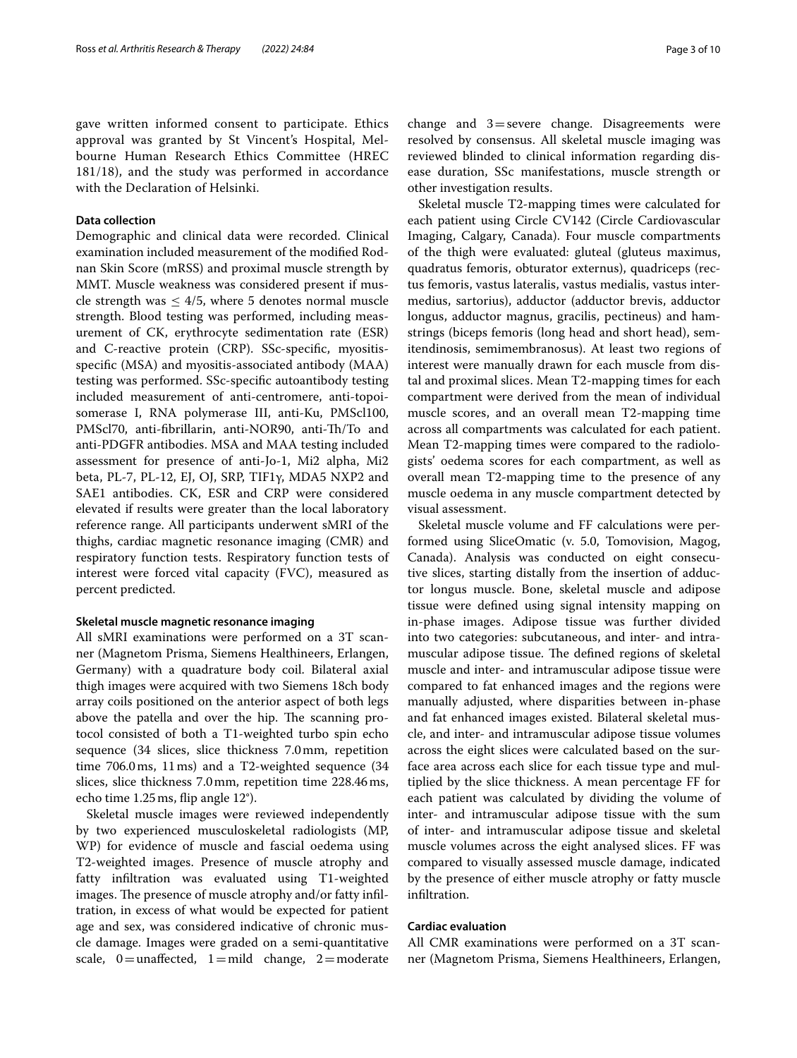gave written informed consent to participate. Ethics approval was granted by St Vincent's Hospital, Melbourne Human Research Ethics Committee (HREC 181/18), and the study was performed in accordance with the Declaration of Helsinki.

### Data collection

Demographic and clinical data were recorded. Clinical examination included measurement of the modified Rodnan Skin Score (mRSS) and proximal muscle strength by MMT. Muscle weakness was considered present if muscle strength was ≤ 4/5, where 5 denotes normal muscle strength. Blood testing was performed, including measurement of CK, erythrocyte sedimentation rate (ESR) and C-reactive protein (CRP). SSc-specific, myositis-specific (MSA) and myositis-associated antibody (MAA) testing was performed. SSc-specific autoantibody testing included measurement of anti-centromere, anti-topoisomerase I, RNA polymerase III, anti-Ku, PMScl100, PMScl70, anti-fibrillarin, anti-NOR90, anti-Th/To and anti-PDGFR antibodies. MSA and MAA testing included assessment for presence of anti-Jo-1, Mi2 alpha, Mi2 beta, PL-7, PL-12, EJ, OJ, SRP, TIF1γ, MDA5 NXP2 and SAE1 antibodies. CK, ESR and CRP were considered elevated if results were greater than the local laboratory reference range. All participants underwent sMRI of the thighs, cardiac magnetic resonance imaging (CMR) and respiratory function tests. Respiratory function tests of interest were forced vital capacity (FVC), measured as percent predicted.

### Skeletal muscle magnetic resonance imaging

All sMRI examinations were performed on a 3T scanner (Magnetom Prisma, Siemens Healthineers, Erlangen, Germany) with a quadrature body coil. Bilateral axial thigh images were acquired with two Siemens 18ch body array coils positioned on the anterior aspect of both legs above the patella and over the hip. The scanning protocol consisted of both a T1-weighted turbo spin echo sequence (34 slices, slice thickness 7.0 mm, repetition time 706.0 ms, 11 ms) and a T2-weighted sequence (34 slices, slice thickness 7.0 mm, repetition time 228.46 ms, echo time 1.25 ms, flip angle 12°).

Skeletal muscle images were reviewed independently by two experienced musculoskeletal radiologists (MP, WP) for evidence of muscle and fascial oedema using T2-weighted images. Presence of muscle atrophy and fatty infiltration was evaluated using T1-weighted images. The presence of muscle atrophy and/or fatty infiltration, in excess of what would be expected for patient age and sex, was considered indicative of chronic muscle damage. Images were graded on a semi-quantitative scale, 0 = unaffected, 1 = mild change, 2 = moderate change and 3 = severe change. Disagreements were resolved by consensus. All skeletal muscle imaging was reviewed blinded to clinical information regarding disease duration, SSc manifestations, muscle strength or other investigation results.

Skeletal muscle T2-mapping times were calculated for each patient using Circle CV142 (Circle Cardiovascular Imaging, Calgary, Canada). Four muscle compartments of the thigh were evaluated: gluteal (gluteus maximus, quadratus femoris, obturator externus), quadriceps (rectus femoris, vastus lateralis, vastus medialis, vastus intermedius, sartorius), adductor (adductor brevis, adductor longus, adductor magnus, gracilis, pectineus) and hamstrings (biceps femoris (long head and short head), semitendinosis, semimembranosus). At least two regions of interest were manually drawn for each muscle from distal and proximal slices. Mean T2-mapping times for each compartment were derived from the mean of individual muscle scores, and an overall mean T2-mapping time across all compartments was calculated for each patient. Mean T2-mapping times were compared to the radiologists' oedema scores for each compartment, as well as overall mean T2-mapping time to the presence of any muscle oedema in any muscle compartment detected by visual assessment.

Skeletal muscle volume and FF calculations were performed using SliceOmatic (v. 5.0, Tomovision, Magog, Canada). Analysis was conducted on eight consecutive slices, starting distally from the insertion of adductor longus muscle. Bone, skeletal muscle and adipose tissue were defined using signal intensity mapping on in-phase images. Adipose tissue was further divided into two categories: subcutaneous, and inter- and intramuscular adipose tissue. The defined regions of skeletal muscle and inter- and intramuscular adipose tissue were compared to fat enhanced images and the regions were manually adjusted, where disparities between in-phase and fat enhanced images existed. Bilateral skeletal muscle, and inter- and intramuscular adipose tissue volumes across the eight slices were calculated based on the surface area across each slice for each tissue type and multiplied by the slice thickness. A mean percentage FF for each patient was calculated by dividing the volume of inter- and intramuscular adipose tissue with the sum of inter- and intramuscular adipose tissue and skeletal muscle volumes across the eight analysed slices. FF was compared to visually assessed muscle damage, indicated by the presence of either muscle atrophy or fatty muscle infiltration.

### Cardiac evaluation

All CMR examinations were performed on a 3T scanner (Magnetom Prisma, Siemens Healthineers, Erlangen,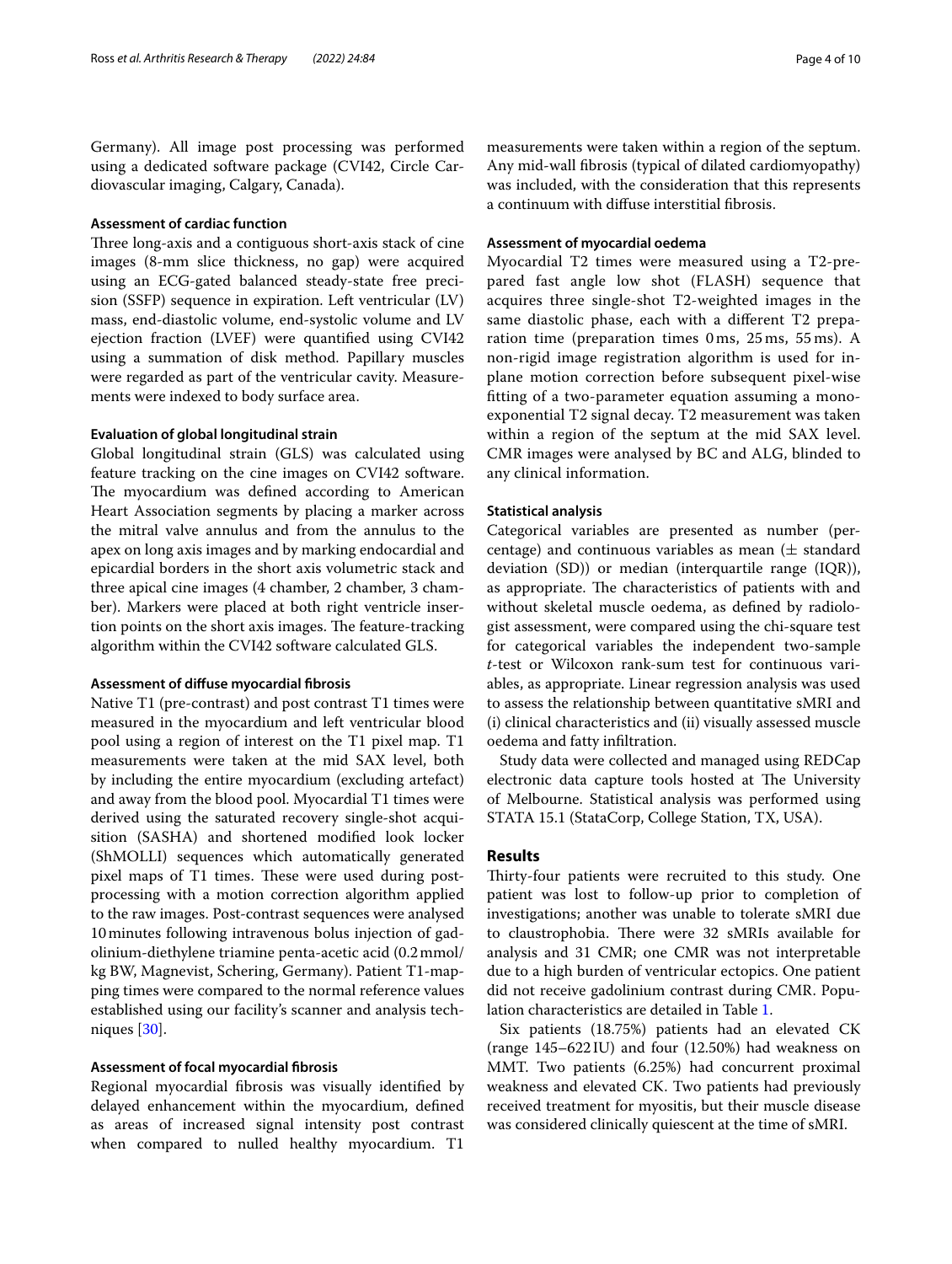Germany). All image post processing was performed using a dedicated software package (CVI42, Circle Cardiovascular imaging, Calgary, Canada).

#### Assessment of cardiac function

Three long-axis and a contiguous short-axis stack of cine images (8-mm slice thickness, no gap) were acquired using an ECG-gated balanced steady-state free precision (SSFP) sequence in expiration. Left ventricular (LV) mass, end-diastolic volume, end-systolic volume and LV ejection fraction (LVEF) were quantified using CVI42 using a summation of disk method. Papillary muscles were regarded as part of the ventricular cavity. Measurements were indexed to body surface area.

#### Evaluation of global longitudinal strain

Global longitudinal strain (GLS) was calculated using feature tracking on the cine images on CVI42 software. The myocardium was defined according to American Heart Association segments by placing a marker across the mitral valve annulus and from the annulus to the apex on long axis images and by marking endocardial and epicardial borders in the short axis volumetric stack and three apical cine images (4 chamber, 2 chamber, 3 chamber). Markers were placed at both right ventricle insertion points on the short axis images. The feature-tracking algorithm within the CVI42 software calculated GLS.

#### Assessment of diffuse myocardial fibrosis

Native T1 (pre-contrast) and post contrast T1 times were measured in the myocardium and left ventricular blood pool using a region of interest on the T1 pixel map. T1 measurements were taken at the mid SAX level, both by including the entire myocardium (excluding artefact) and away from the blood pool. Myocardial T1 times were derived using the saturated recovery single-shot acquisition (SASHA) and shortened modified look locker (ShMOLLI) sequences which automatically generated pixel maps of T1 times. These were used during post-processing with a motion correction algorithm applied to the raw images. Post-contrast sequences were analysed 10 minutes following intravenous bolus injection of gadolinium-diethylene triamine penta-acetic acid (0.2 mmol/kg BW, Magnevist, Schering, Germany). Patient T1-mapping times were compared to the normal reference values established using our facility's scanner and analysis techniques [30].

#### Assessment of focal myocardial fibrosis

Regional myocardial fibrosis was visually identified by delayed enhancement within the myocardium, defined as areas of increased signal intensity post contrast when compared to nulled healthy myocardium. T1 measurements were taken within a region of the septum. Any mid-wall fibrosis (typical of dilated cardiomyopathy) was included, with the consideration that this represents a continuum with diffuse interstitial fibrosis.

#### Assessment of myocardial oedema

Myocardial T2 times were measured using a T2-prepared fast angle low shot (FLASH) sequence that acquires three single-shot T2-weighted images in the same diastolic phase, each with a different T2 preparation time (preparation times 0 ms, 25 ms, 55 ms). A non-rigid image registration algorithm is used for in-plane motion correction before subsequent pixel-wise fitting of a two-parameter equation assuming a mono-exponential T2 signal decay. T2 measurement was taken within a region of the septum at the mid SAX level. CMR images were analysed by BC and ALG, blinded to any clinical information.

#### Statistical analysis

Categorical variables are presented as number (percentage) and continuous variables as mean (± standard deviation (SD)) or median (interquartile range (IQR)), as appropriate. The characteristics of patients with and without skeletal muscle oedema, as defined by radiologist assessment, were compared using the chi-square test for categorical variables the independent two-sample *t*-test or Wilcoxon rank-sum test for continuous variables, as appropriate. Linear regression analysis was used to assess the relationship between quantitative sMRI and (i) clinical characteristics and (ii) visually assessed muscle oedema and fatty infiltration.

Study data were collected and managed using REDCap electronic data capture tools hosted at The University of Melbourne. Statistical analysis was performed using STATA 15.1 (StataCorp, College Station, TX, USA).

## Results

Thirty-four patients were recruited to this study. One patient was lost to follow-up prior to completion of investigations; another was unable to tolerate sMRI due to claustrophobia. There were 32 sMRIs available for analysis and 31 CMR; one CMR was not interpretable due to a high burden of ventricular ectopics. One patient did not receive gadolinium contrast during CMR. Population characteristics are detailed in Table 1.

Six patients (18.75%) patients had an elevated CK (range 145–622 IU) and four (12.50%) had weakness on MMT. Two patients (6.25%) had concurrent proximal weakness and elevated CK. Two patients had previously received treatment for myositis, but their muscle disease was considered clinically quiescent at the time of sMRI.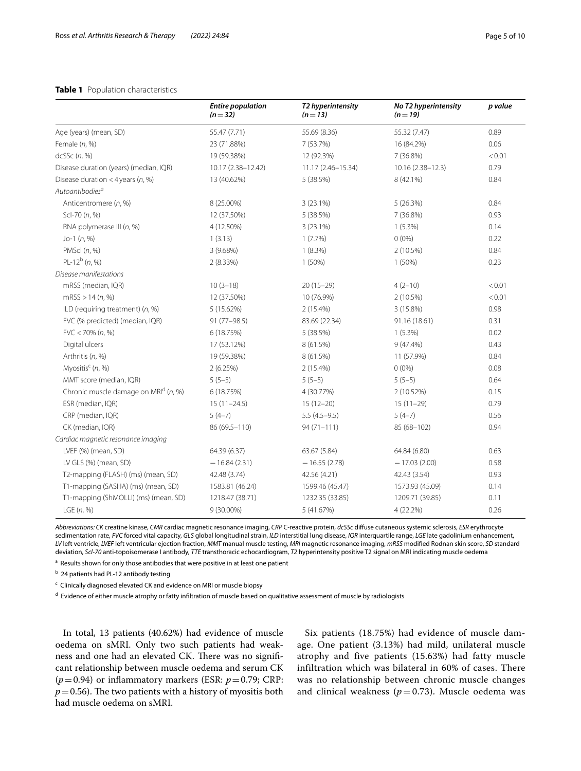**Table 1** Population characteristics

| | *Entire population (n = 32)* | *T2 hyperintensity (n = 13)* | *No T2 hyperintensity (n = 19)* | *p value* |
|---|---|---|---|---|
| Age (years) (mean, SD) | 55.47 (7.71) | 55.69 (8.36) | 55.32 (7.47) | 0.89 |
| Female (*n*, %) | 23 (71.88%) | 7 (53.7%) | 16 (84.2%) | 0.06 |
| dcSSc (*n*, %) | 19 (59.38%) | 12 (92.3%) | 7 (36.8%) | < 0.01 |
| Disease duration (years) (median, IQR) | 10.17 (2.38–12.42) | 11.17 (2.46–15.34) | 10.16 (2.38–12.3) | 0.79 |
| Disease duration < 4 years (*n*, %) | 13 (40.62%) | 5 (38.5%) | 8 (42.1%) | 0.84 |
| *Autoantibodies*[a] | | | | |
| Anticentromere (*n*, %) | 8 (25.00%) | 3 (23.1%) | 5 (26.3%) | 0.84 |
| Scl-70 (*n*, %) | 12 (37.50%) | 5 (38.5%) | 7 (36.8%) | 0.93 |
| RNA polymerase III (*n*, %) | 4 (12.50%) | 3 (23.1%) | 1 (5.3%) | 0.14 |
| Jo-1 (*n*, %) | 1 (3.13) | 1 (7.7%) | 0 (0%) | 0.22 |
| PMScl (*n*, %) | 3 (9.68%) | 1 (8.3%) | 2 (10.5%) | 0.84 |
| PL-12[b] (*n*, %) | 2 (8.33%) | 1 (50%) | 1 (50%) | 0.23 |
| *Disease manifestations* | | | | |
| mRSS (median, IQR) | 10 (3–18) | 20 (15–29) | 4 (2–10) | < 0.01 |
| mRSS > 14 (*n*, %) | 12 (37.50%) | 10 (76.9%) | 2 (10.5%) | < 0.01 |
| ILD (requiring treatment) (*n*, %) | 5 (15.62%) | 2 (15.4%) | 3 (15.8%) | 0.98 |
| FVC (% predicted) (median, IQR) | 91 (77–98.5) | 83.69 (22.34) | 91.16 (18.61) | 0.31 |
| FVC < 70% (*n*, %) | 6 (18.75%) | 5 (38.5%) | 1 (5.3%) | 0.02 |
| Digital ulcers | 17 (53.12%) | 8 (61.5%) | 9 (47.4%) | 0.43 |
| Arthritis (*n*, %) | 19 (59.38%) | 8 (61.5%) | 11 (57.9%) | 0.84 |
| Myositis[c] (*n*, %) | 2 (6.25%) | 2 (15.4%) | 0 (0%) | 0.08 |
| MMT score (median, IQR) | 5 (5–5) | 5 (5–5) | 5 (5–5) | 0.64 |
| Chronic muscle damage on MRI[d] (*n*, %) | 6 (18.75%) | 4 (30.77%) | 2 (10.52%) | 0.15 |
| ESR (median, IQR) | 15 (11–24.5) | 15 (12–20) | 15 (11–29) | 0.79 |
| CRP (median, IQR) | 5 (4–7) | 5.5 (4.5–9.5) | 5 (4–7) | 0.56 |
| CK (median, IQR) | 86 (69.5–110) | 94 (71–111) | 85 (68–102) | 0.94 |
| *Cardiac magnetic resonance imaging* | | | | |
| LVEF (%) (mean, SD) | 64.39 (6.37) | 63.67 (5.84) | 64.84 (6.80) | 0.63 |
| LV GLS (%) (mean, SD) | − 16.84 (2.31) | − 16.55 (2.78) | − 17.03 (2.00) | 0.58 |
| T2-mapping (FLASH) (ms) (mean, SD) | 42.48 (3.74) | 42.56 (4.21) | 42.43 (3.54) | 0.93 |
| T1-mapping (SASHA) (ms) (mean, SD) | 1583.81 (46.24) | 1599.46 (45.47) | 1573.93 (45.09) | 0.14 |
| T1-mapping (ShMOLLI) (ms) (mean, SD) | 1218.47 (38.71) | 1232.35 (33.85) | 1209.71 (39.85) | 0.11 |
| LGE (*n*, %) | 9 (30.00%) | 5 (41.67%) | 4 (22.2%) | 0.26 |

*Abbreviations: CK* creatine kinase, *CMR* cardiac magnetic resonance imaging, *CRP* C-reactive protein, *dcSSc* diffuse cutaneous systemic sclerosis, *ESR* erythrocyte sedimentation rate, *FVC* forced vital capacity, *GLS* global longitudinal strain, *ILD* interstitial lung disease, *IQR* interquartile range, *LGE* late gadolinium enhancement, *LV* left ventricle, *LVEF* left ventricular ejection fraction, *MMT* manual muscle testing, *MRI* magnetic resonance imaging, *mRSS* modified Rodnan skin score, *SD* standard deviation, *Scl-70* anti-topoisomerase I antibody, *TTE* transthoracic echocardiogram, *T2* hyperintensity positive T2 signal on MRI indicating muscle oedema

[a] Results shown for only those antibodies that were positive in at least one patient

[b] 24 patients had PL-12 antibody testing

[c] Clinically diagnosed elevated CK and evidence on MRI or muscle biopsy

[d] Evidence of either muscle atrophy or fatty infiltration of muscle based on qualitative assessment of muscle by radiologists

In total, 13 patients (40.62%) had evidence of muscle oedema on sMRI. Only two such patients had weakness and one had an elevated CK. There was no significant relationship between muscle oedema and serum CK ($p = 0.94$) or inflammatory markers (ESR: $p = 0.79$; CRP: $p = 0.56$). The two patients with a history of myositis both had muscle oedema on sMRI.

Six patients (18.75%) had evidence of muscle damage. One patient (3.13%) had mild, unilateral muscle atrophy and five patients (15.63%) had fatty muscle infiltration which was bilateral in 60% of cases. There was no relationship between chronic muscle changes and clinical weakness ($p = 0.73$). Muscle oedema was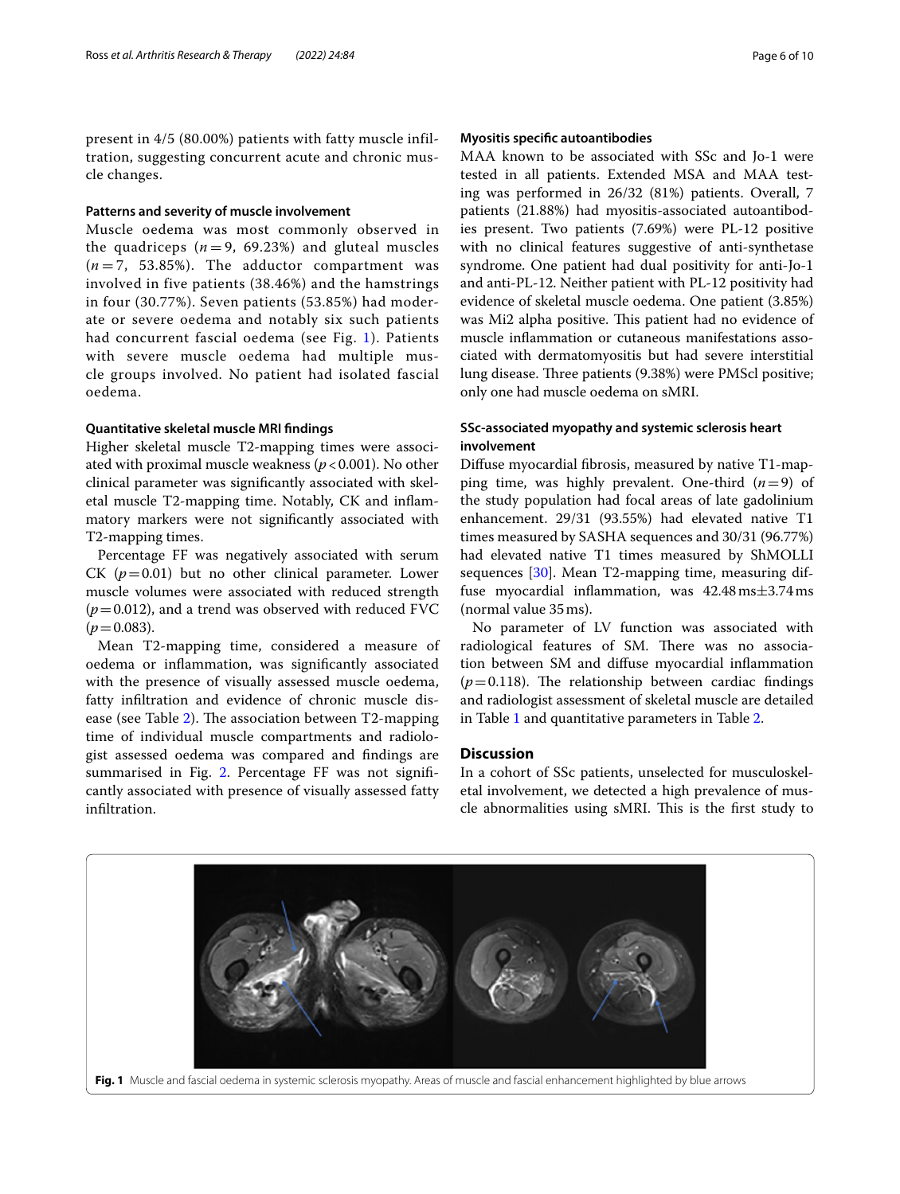present in 4/5 (80.00%) patients with fatty muscle infiltration, suggesting concurrent acute and chronic muscle changes.

#### Patterns and severity of muscle involvement

Muscle oedema was most commonly observed in the quadriceps ($n=9$, 69.23%) and gluteal muscles ($n=7$, 53.85%). The adductor compartment was involved in five patients (38.46%) and the hamstrings in four (30.77%). Seven patients (53.85%) had moderate or severe oedema and notably six such patients had concurrent fascial oedema (see Fig. 1). Patients with severe muscle oedema had multiple muscle groups involved. No patient had isolated fascial oedema.

#### Quantitative skeletal muscle MRI findings

Higher skeletal muscle T2-mapping times were associated with proximal muscle weakness ($p<0.001$). No other clinical parameter was significantly associated with skeletal muscle T2-mapping time. Notably, CK and inflammatory markers were not significantly associated with T2-mapping times.

Percentage FF was negatively associated with serum CK ($p=0.01$) but no other clinical parameter. Lower muscle volumes were associated with reduced strength ($p=0.012$), and a trend was observed with reduced FVC ($p=0.083$).

Mean T2-mapping time, considered a measure of oedema or inflammation, was significantly associated with the presence of visually assessed muscle oedema, fatty infiltration and evidence of chronic muscle disease (see Table 2). The association between T2-mapping time of individual muscle compartments and radiologist assessed oedema was compared and findings are summarised in Fig. 2. Percentage FF was not significantly associated with presence of visually assessed fatty infiltration.

#### Myositis specific autoantibodies

MAA known to be associated with SSc and Jo-1 were tested in all patients. Extended MSA and MAA testing was performed in 26/32 (81%) patients. Overall, 7 patients (21.88%) had myositis-associated autoantibodies present. Two patients (7.69%) were PL-12 positive with no clinical features suggestive of anti-synthetase syndrome. One patient had dual positivity for anti-Jo-1 and anti-PL-12. Neither patient with PL-12 positivity had evidence of skeletal muscle oedema. One patient (3.85%) was Mi2 alpha positive. This patient had no evidence of muscle inflammation or cutaneous manifestations associated with dermatomyositis but had severe interstitial lung disease. Three patients (9.38%) were PMScl positive; only one had muscle oedema on sMRI.

#### SSc-associated myopathy and systemic sclerosis heart involvement

Diffuse myocardial fibrosis, measured by native T1-mapping time, was highly prevalent. One-third ($n=9$) of the study population had focal areas of late gadolinium enhancement. 29/31 (93.55%) had elevated native T1 times measured by SASHA sequences and 30/31 (96.77%) had elevated native T1 times measured by ShMOLLI sequences [30]. Mean T2-mapping time, measuring diffuse myocardial inflammation, was 42.48 ms±3.74 ms (normal value 35 ms).

No parameter of LV function was associated with radiological features of SM. There was no association between SM and diffuse myocardial inflammation ($p=0.118$). The relationship between cardiac findings and radiologist assessment of skeletal muscle are detailed in Table 1 and quantitative parameters in Table 2.

## Discussion

In a cohort of SSc patients, unselected for musculoskeletal involvement, we detected a high prevalence of muscle abnormalities using sMRI. This is the first study to

**Fig. 1** Muscle and fascial oedema in systemic sclerosis myopathy. Areas of muscle and fascial enhancement highlighted by blue arrows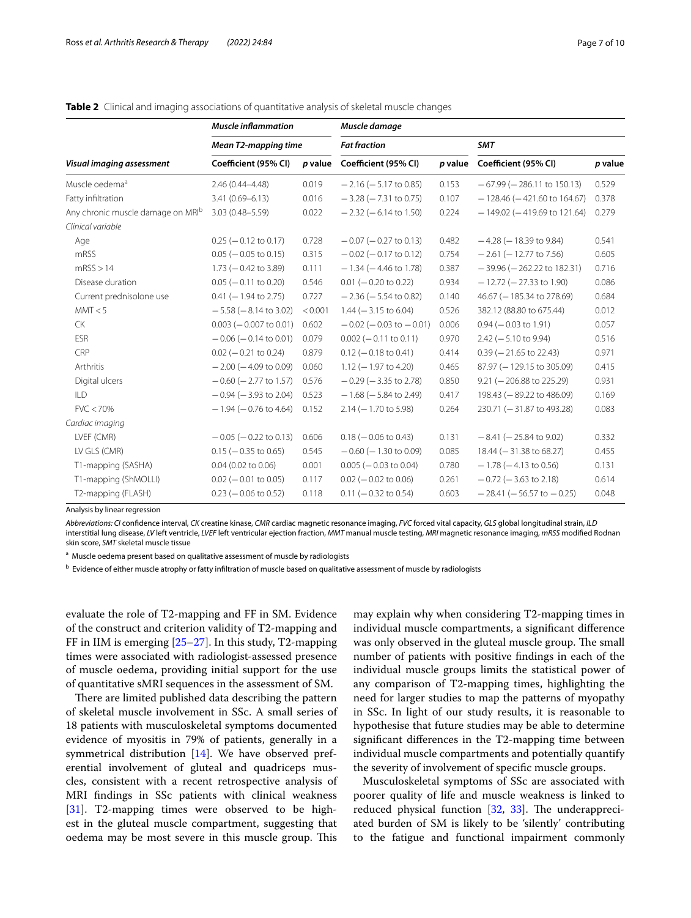**Table 2** Clinical and imaging associations of quantitative analysis of skeletal muscle changes

| | *Muscle inflammation* | | *Muscle damage* | | | |
|---|---|---|---|---|---|---|
| | *Mean T2-mapping time* | | *Fat fraction* | | *SMT* | |
| *Visual imaging assessment* | Coefficient (95% CI) | *p* value | Coefficient (95% CI) | *p* value | Coefficient (95% CI) | *p* value |
| Muscle oedema[a] | 2.46 (0.44–4.48) | 0.019 | −2.16 (−5.17 to 0.85) | 0.153 | −67.99 (−286.11 to 150.13) | 0.529 |
| Fatty infiltration | 3.41 (0.69–6.13) | 0.016 | −3.28 (−7.31 to 0.75) | 0.107 | −128.46 (−421.60 to 164.67) | 0.378 |
| Any chronic muscle damage on MRI[b] | 3.03 (0.48–5.59) | 0.022 | −2.32 (−6.14 to 1.50) | 0.224 | −149.02 (−419.69 to 121.64) | 0.279 |
| *Clinical variable* | | | | | | |
| Age | 0.25 (−0.12 to 0.17) | 0.728 | −0.07 (−0.27 to 0.13) | 0.482 | −4.28 (−18.39 to 9.84) | 0.541 |
| mRSS | 0.05 (−0.05 to 0.15) | 0.315 | −0.02 (−0.17 to 0.12) | 0.754 | −2.61 (−12.77 to 7.56) | 0.605 |
| mRSS > 14 | 1.73 (−0.42 to 3.89) | 0.111 | −1.34 (−4.46 to 1.78) | 0.387 | −39.96 (−262.22 to 182.31) | 0.716 |
| Disease duration | 0.05 (−0.11 to 0.20) | 0.546 | 0.01 (−0.20 to 0.22) | 0.934 | −12.72 (−27.33 to 1.90) | 0.086 |
| Current prednisolone use | 0.41 (−1.94 to 2.75) | 0.727 | −2.36 (−5.54 to 0.82) | 0.140 | 46.67 (−185.34 to 278.69) | 0.684 |
| MMT < 5 | −5.58 (−8.14 to 3.02) | < 0.001 | 1.44 (−3.15 to 6.04) | 0.526 | 382.12 (88.80 to 675.44) | 0.012 |
| CK | 0.003 (−0.007 to 0.01) | 0.602 | −0.02 (−0.03 to −0.01) | 0.006 | 0.94 (−0.03 to 1.91) | 0.057 |
| ESR | −0.06 (−0.14 to 0.01) | 0.079 | 0.002 (−0.11 to 0.11) | 0.970 | 2.42 (−5.10 to 9.94) | 0.516 |
| CRP | 0.02 (−0.21 to 0.24) | 0.879 | 0.12 (−0.18 to 0.41) | 0.414 | 0.39 (−21.65 to 22.43) | 0.971 |
| Arthritis | −2.00 (−4.09 to 0.09) | 0.060 | 1.12 (−1.97 to 4.20) | 0.465 | 87.97 (−129.15 to 305.09) | 0.415 |
| Digital ulcers | −0.60 (−2.77 to 1.57) | 0.576 | −0.29 (−3.35 to 2.78) | 0.850 | 9.21 (−206.88 to 225.29) | 0.931 |
| ILD | −0.94 (−3.93 to 2.04) | 0.523 | −1.68 (−5.84 to 2.49) | 0.417 | 198.43 (−89.22 to 486.09) | 0.169 |
| FVC < 70% | −1.94 (−0.76 to 4.64) | 0.152 | 2.14 (−1.70 to 5.98) | 0.264 | 230.71 (−31.87 to 493.28) | 0.083 |
| *Cardiac imaging* | | | | | | |
| LVEF (CMR) | −0.05 (−0.22 to 0.13) | 0.606 | 0.18 (−0.06 to 0.43) | 0.131 | −8.41 (−25.84 to 9.02) | 0.332 |
| LV GLS (CMR) | 0.15 (−0.35 to 0.65) | 0.545 | −0.60 (−1.30 to 0.09) | 0.085 | 18.44 (−31.38 to 68.27) | 0.455 |
| T1-mapping (SASHA) | 0.04 (0.02 to 0.06) | 0.001 | 0.005 (−0.03 to 0.04) | 0.780 | −1.78 (−4.13 to 0.56) | 0.131 |
| T1-mapping (ShMOLLI) | 0.02 (−0.01 to 0.05) | 0.117 | 0.02 (−0.02 to 0.06) | 0.261 | −0.72 (−3.63 to 2.18) | 0.614 |
| T2-mapping (FLASH) | 0.23 (−0.06 to 0.52) | 0.118 | 0.11 (−0.32 to 0.54) | 0.603 | −28.41 (−56.57 to −0.25) | 0.048 |

Analysis by linear regression

*Abbreviations: CI* confidence interval, *CK* creatine kinase, *CMR* cardiac magnetic resonance imaging, *FVC* forced vital capacity, *GLS* global longitudinal strain, *ILD* interstitial lung disease, *LV* left ventricle, *LVEF* left ventricular ejection fraction, *MMT* manual muscle testing, *MRI* magnetic resonance imaging, *mRSS* modified Rodnan skin score, *SMT* skeletal muscle tissue

[a] Muscle oedema present based on qualitative assessment of muscle by radiologists

[b] Evidence of either muscle atrophy or fatty infiltration of muscle based on qualitative assessment of muscle by radiologists

evaluate the role of T2-mapping and FF in SM. Evidence of the construct and criterion validity of T2-mapping and FF in IIM is emerging [25–27]. In this study, T2-mapping times were associated with radiologist-assessed presence of muscle oedema, providing initial support for the use of quantitative sMRI sequences in the assessment of SM.

There are limited published data describing the pattern of skeletal muscle involvement in SSc. A small series of 18 patients with musculoskeletal symptoms documented evidence of myositis in 79% of patients, generally in a symmetrical distribution [14]. We have observed preferential involvement of gluteal and quadriceps muscles, consistent with a recent retrospective analysis of MRI findings in SSc patients with clinical weakness [31]. T2-mapping times were observed to be highest in the gluteal muscle compartment, suggesting that oedema may be most severe in this muscle group. This may explain why when considering T2-mapping times in individual muscle compartments, a significant difference was only observed in the gluteal muscle group. The small number of patients with positive findings in each of the individual muscle groups limits the statistical power of any comparison of T2-mapping times, highlighting the need for larger studies to map the patterns of myopathy in SSc. In light of our study results, it is reasonable to hypothesise that future studies may be able to determine significant differences in the T2-mapping time between individual muscle compartments and potentially quantify the severity of involvement of specific muscle groups.

Musculoskeletal symptoms of SSc are associated with poorer quality of life and muscle weakness is linked to reduced physical function [32, 33]. The underappreciated burden of SM is likely to be 'silently' contributing to the fatigue and functional impairment commonly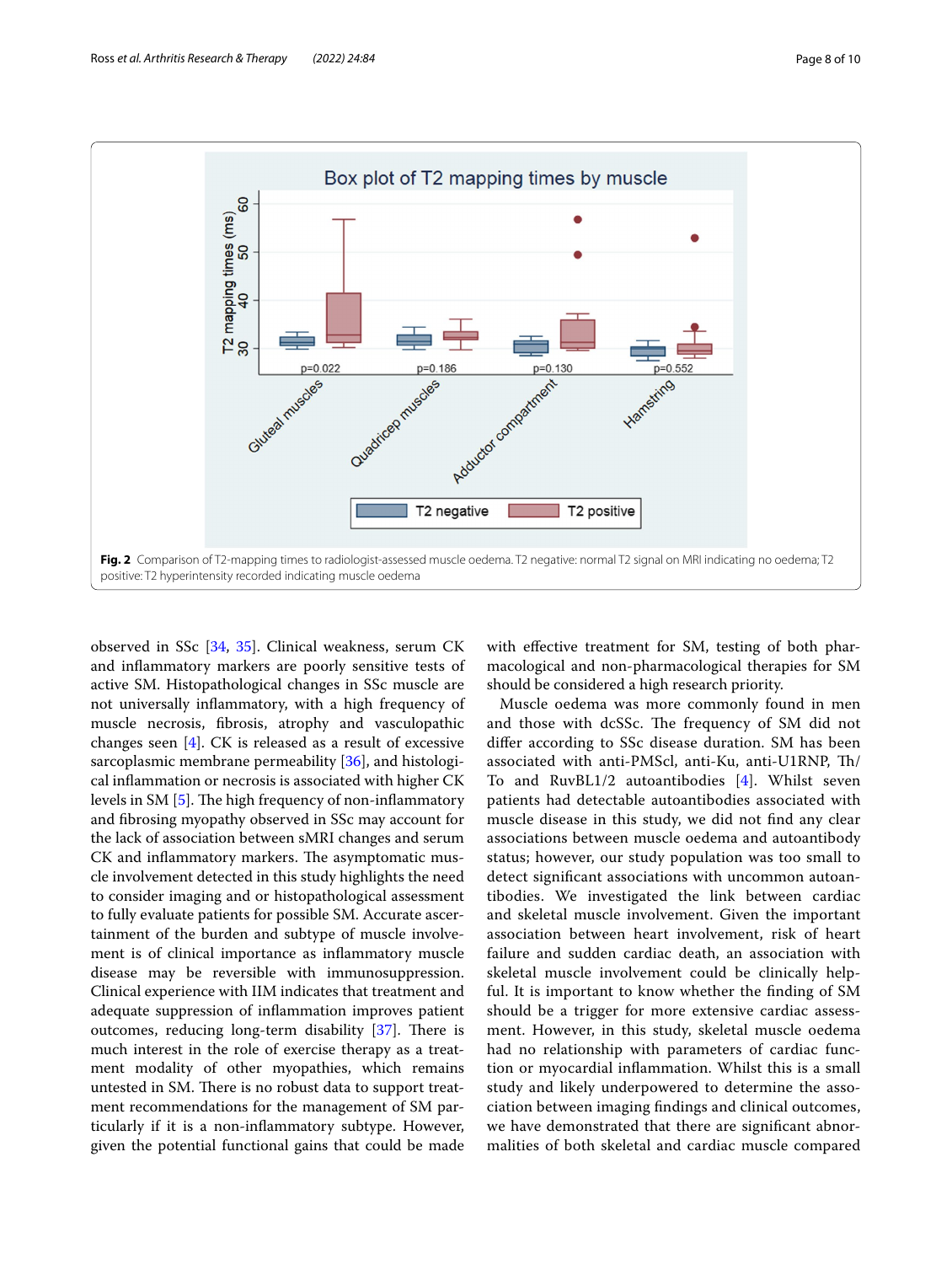Fig. 2 Comparison of T2-mapping times to radiologist-assessed muscle oedema. T2 negative: normal T2 signal on MRI indicating no oedema; T2 positive: T2 hyperintensity recorded indicating muscle oedema

observed in SSc [34, 35]. Clinical weakness, serum CK and inflammatory markers are poorly sensitive tests of active SM. Histopathological changes in SSc muscle are not universally inflammatory, with a high frequency of muscle necrosis, fibrosis, atrophy and vasculopathic changes seen [4]. CK is released as a result of excessive sarcoplasmic membrane permeability [36], and histological inflammation or necrosis is associated with higher CK levels in SM [5]. The high frequency of non-inflammatory and fibrosing myopathy observed in SSc may account for the lack of association between sMRI changes and serum CK and inflammatory markers. The asymptomatic muscle involvement detected in this study highlights the need to consider imaging and or histopathological assessment to fully evaluate patients for possible SM. Accurate ascertainment of the burden and subtype of muscle involvement is of clinical importance as inflammatory muscle disease may be reversible with immunosuppression. Clinical experience with IIM indicates that treatment and adequate suppression of inflammation improves patient outcomes, reducing long-term disability [37]. There is much interest in the role of exercise therapy as a treatment modality of other myopathies, which remains untested in SM. There is no robust data to support treatment recommendations for the management of SM particularly if it is a non-inflammatory subtype. However, given the potential functional gains that could be made with effective treatment for SM, testing of both pharmacological and non-pharmacological therapies for SM should be considered a high research priority.

Muscle oedema was more commonly found in men and those with dcSSc. The frequency of SM did not differ according to SSc disease duration. SM has been associated with anti-PMScl, anti-Ku, anti-U1RNP, Th/To and RuvBL1/2 autoantibodies [4]. Whilst seven patients had detectable autoantibodies associated with muscle disease in this study, we did not find any clear associations between muscle oedema and autoantibody status; however, our study population was too small to detect significant associations with uncommon autoantibodies. We investigated the link between cardiac and skeletal muscle involvement. Given the important association between heart involvement, risk of heart failure and sudden cardiac death, an association with skeletal muscle involvement could be clinically helpful. It is important to know whether the finding of SM should be a trigger for more extensive cardiac assessment. However, in this study, skeletal muscle oedema had no relationship with parameters of cardiac function or myocardial inflammation. Whilst this is a small study and likely underpowered to determine the association between imaging findings and clinical outcomes, we have demonstrated that there are significant abnormalities of both skeletal and cardiac muscle compared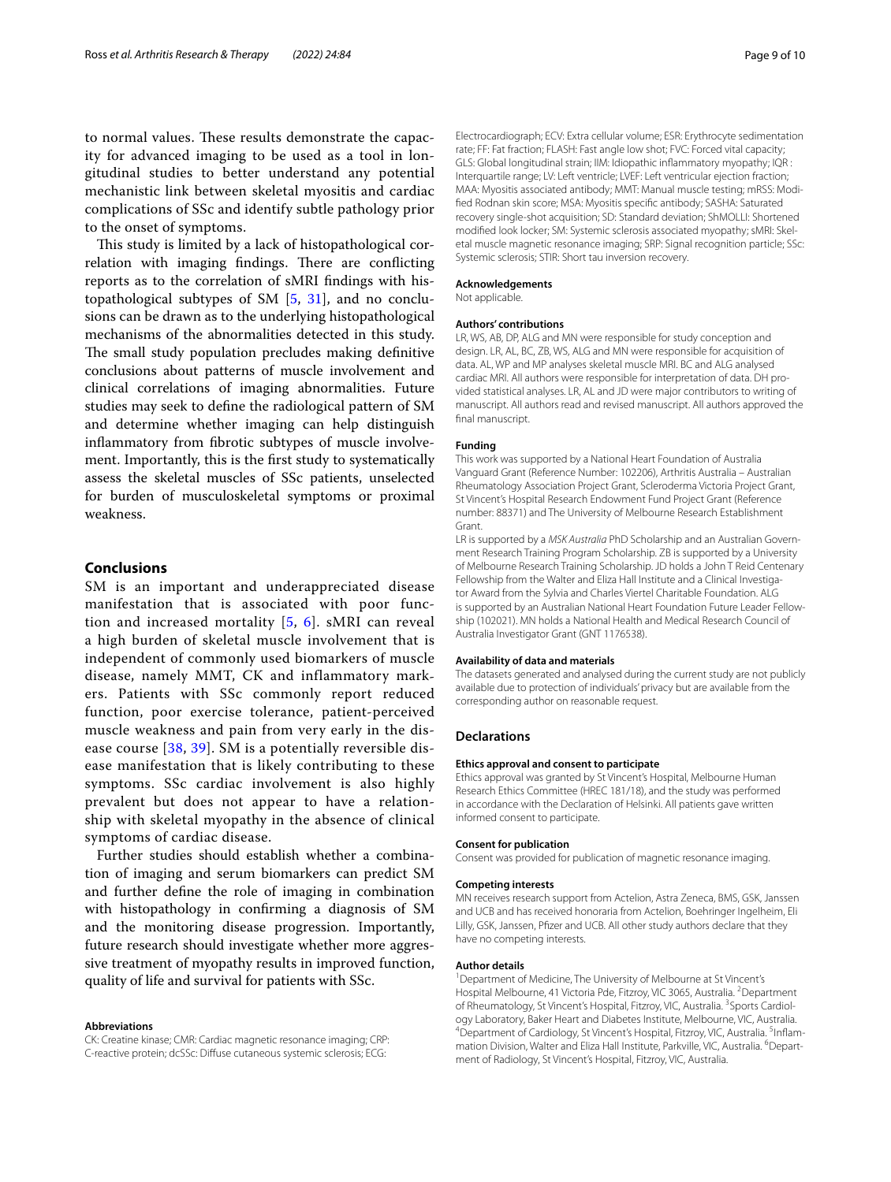to normal values. These results demonstrate the capacity for advanced imaging to be used as a tool in longitudinal studies to better understand any potential mechanistic link between skeletal myositis and cardiac complications of SSc and identify subtle pathology prior to the onset of symptoms.

This study is limited by a lack of histopathological correlation with imaging findings. There are conflicting reports as to the correlation of sMRI findings with histopathological subtypes of SM [5, 31], and no conclusions can be drawn as to the underlying histopathological mechanisms of the abnormalities detected in this study. The small study population precludes making definitive conclusions about patterns of muscle involvement and clinical correlations of imaging abnormalities. Future studies may seek to define the radiological pattern of SM and determine whether imaging can help distinguish inflammatory from fibrotic subtypes of muscle involvement. Importantly, this is the first study to systematically assess the skeletal muscles of SSc patients, unselected for burden of musculoskeletal symptoms or proximal weakness.

## Conclusions

SM is an important and underappreciated disease manifestation that is associated with poor function and increased mortality [5, 6]. sMRI can reveal a high burden of skeletal muscle involvement that is independent of commonly used biomarkers of muscle disease, namely MMT, CK and inflammatory markers. Patients with SSc commonly report reduced function, poor exercise tolerance, patient-perceived muscle weakness and pain from very early in the disease course [38, 39]. SM is a potentially reversible disease manifestation that is likely contributing to these symptoms. SSc cardiac involvement is also highly prevalent but does not appear to have a relationship with skeletal myopathy in the absence of clinical symptoms of cardiac disease.

Further studies should establish whether a combination of imaging and serum biomarkers can predict SM and further define the role of imaging in combination with histopathology in confirming a diagnosis of SM and the monitoring disease progression. Importantly, future research should investigate whether more aggressive treatment of myopathy results in improved function, quality of life and survival for patients with SSc.

#### Abbreviations

CK: Creatine kinase; CMR: Cardiac magnetic resonance imaging; CRP: C-reactive protein; dcSSc: Diffuse cutaneous systemic sclerosis; ECG: Electrocardiograph; ECV: Extra cellular volume; ESR: Erythrocyte sedimentation rate; FF: Fat fraction; FLASH: Fast angle low shot; FVC: Forced vital capacity; GLS: Global longitudinal strain; IIM: Idiopathic inflammatory myopathy; IQR : Interquartile range; LV: Left ventricle; LVEF: Left ventricular ejection fraction; MAA: Myositis associated antibody; MMT: Manual muscle testing; mRSS: Modified Rodnan skin score; MSA: Myositis specific antibody; SASHA: Saturated recovery single-shot acquisition; SD: Standard deviation; ShMOLLI: Shortened modified look locker; SM: Systemic sclerosis associated myopathy; sMRI: Skeletal muscle magnetic resonance imaging; SRP: Signal recognition particle; SSc: Systemic sclerosis; STIR: Short tau inversion recovery.

#### Acknowledgements

Not applicable.

#### Authors' contributions

LR, WS, AB, DP, ALG and MN were responsible for study conception and design. LR, AL, BC, ZB, WS, ALG and MN were responsible for acquisition of data. AL, WP and MP analyses skeletal muscle MRI. BC and ALG analysed cardiac MRI. All authors were responsible for interpretation of data. DH provided statistical analyses. LR, AL and JD were major contributors to writing of manuscript. All authors read and revised manuscript. All authors approved the final manuscript.

#### Funding

This work was supported by a National Heart Foundation of Australia Vanguard Grant (Reference Number: 102206), Arthritis Australia – Australian Rheumatology Association Project Grant, Scleroderma Victoria Project Grant, St Vincent's Hospital Research Endowment Fund Project Grant (Reference number: 88371) and The University of Melbourne Research Establishment Grant.

LR is supported by a *MSK Australia* PhD Scholarship and an Australian Government Research Training Program Scholarship. ZB is supported by a University of Melbourne Research Training Scholarship. JD holds a John T Reid Centenary Fellowship from the Walter and Eliza Hall Institute and a Clinical Investigator Award from the Sylvia and Charles Viertel Charitable Foundation. ALG is supported by an Australian National Heart Foundation Future Leader Fellowship (102021). MN holds a National Health and Medical Research Council of Australia Investigator Grant (GNT 1176538).

#### Availability of data and materials

The datasets generated and analysed during the current study are not publicly available due to protection of individuals' privacy but are available from the corresponding author on reasonable request.

## Declarations

#### Ethics approval and consent to participate

Ethics approval was granted by St Vincent's Hospital, Melbourne Human Research Ethics Committee (HREC 181/18), and the study was performed in accordance with the Declaration of Helsinki. All patients gave written informed consent to participate.

#### Consent for publication

Consent was provided for publication of magnetic resonance imaging.

#### Competing interests

MN receives research support from Actelion, Astra Zeneca, BMS, GSK, Janssen and UCB and has received honoraria from Actelion, Boehringer Ingelheim, Eli Lilly, GSK, Janssen, Pfizer and UCB. All other study authors declare that they have no competing interests.

#### Author details

[1]Department of Medicine, The University of Melbourne at St Vincent's Hospital Melbourne, 41 Victoria Pde, Fitzroy, VIC 3065, Australia. [2]Department of Rheumatology, St Vincent's Hospital, Fitzroy, VIC, Australia. [3]Sports Cardiology Laboratory, Baker Heart and Diabetes Institute, Melbourne, VIC, Australia. [4]Department of Cardiology, St Vincent's Hospital, Fitzroy, VIC, Australia. [5]Inflammation Division, Walter and Eliza Hall Institute, Parkville, VIC, Australia. [6]Department of Radiology, St Vincent's Hospital, Fitzroy, VIC, Australia.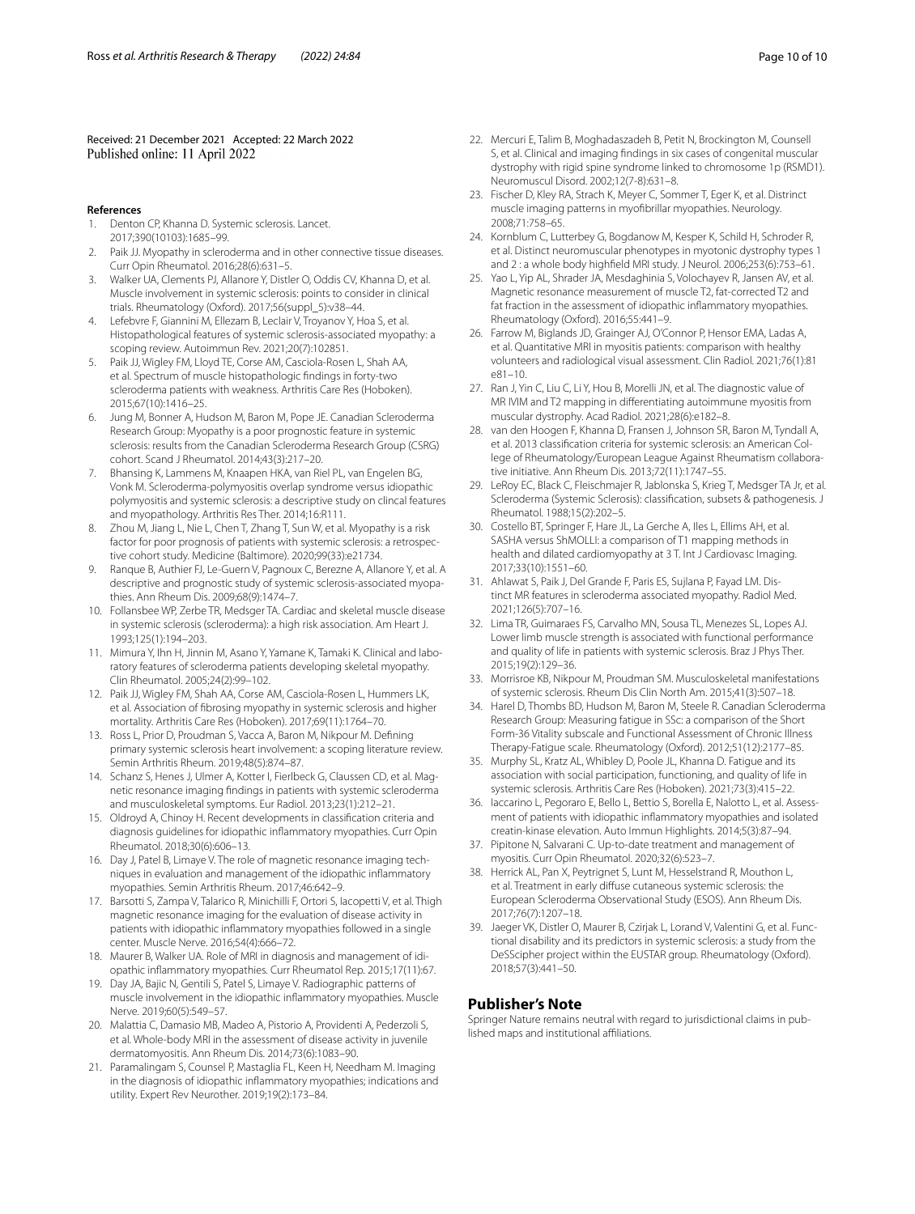Received: 21 December 2021 Accepted: 22 March 2022
Published online: 11 April 2022

### References

1. Denton CP, Khanna D. Systemic sclerosis. Lancet. 2017;390(10103):1685–99.
2. Paik JJ. Myopathy in scleroderma and in other connective tissue diseases. Curr Opin Rheumatol. 2016;28(6):631–5.
3. Walker UA, Clements PJ, Allanore Y, Distler O, Oddis CV, Khanna D, et al. Muscle involvement in systemic sclerosis: points to consider in clinical trials. Rheumatology (Oxford). 2017;56(suppl_5):v38–44.
4. Lefebvre F, Giannini M, Ellezam B, Leclair V, Troyanov Y, Hoa S, et al. Histopathological features of systemic sclerosis-associated myopathy: a scoping review. Autoimmun Rev. 2021;20(7):102851.
5. Paik JJ, Wigley FM, Lloyd TE, Corse AM, Casciola-Rosen L, Shah AA, et al. Spectrum of muscle histopathologic findings in forty-two scleroderma patients with weakness. Arthritis Care Res (Hoboken). 2015;67(10):1416–25.
6. Jung M, Bonner A, Hudson M, Baron M, Pope JE. Canadian Scleroderma Research Group: Myopathy is a poor prognostic feature in systemic sclerosis: results from the Canadian Scleroderma Research Group (CSRG) cohort. Scand J Rheumatol. 2014;43(3):217–20.
7. Bhansing K, Lammens M, Knaapen HKA, van Riel PL, van Engelen BG, Vonk M. Scleroderma-polymyositis overlap syndrome versus idiopathic polymyositis and systemic sclerosis: a descriptive study on clincal features and myopathology. Arthritis Res Ther. 2014;16:R111.
8. Zhou M, Jiang L, Nie L, Chen T, Zhang T, Sun W, et al. Myopathy is a risk factor for poor prognosis of patients with systemic sclerosis: a retrospective cohort study. Medicine (Baltimore). 2020;99(33):e21734.
9. Ranque B, Authier FJ, Le-Guern V, Pagnoux C, Berezne A, Allanore Y, et al. A descriptive and prognostic study of systemic sclerosis-associated myopathies. Ann Rheum Dis. 2009;68(9):1474–7.
10. Follansbee WP, Zerbe TR, Medsger TA. Cardiac and skeletal muscle disease in systemic sclerosis (scleroderma): a high risk association. Am Heart J. 1993;125(1):194–203.
11. Mimura Y, Ihn H, Jinnin M, Asano Y, Yamane K, Tamaki K. Clinical and laboratory features of scleroderma patients developing skeletal myopathy. Clin Rheumatol. 2005;24(2):99–102.
12. Paik JJ, Wigley FM, Shah AA, Corse AM, Casciola-Rosen L, Hummers LK, et al. Association of fibrosing myopathy in systemic sclerosis and higher mortality. Arthritis Care Res (Hoboken). 2017;69(11):1764–70.
13. Ross L, Prior D, Proudman S, Vacca A, Baron M, Nikpour M. Defining primary systemic sclerosis heart involvement: a scoping literature review. Semin Arthritis Rheum. 2019;48(5):874–87.
14. Schanz S, Henes J, Ulmer A, Kotter I, Fierlbeck G, Claussen CD, et al. Magnetic resonance imaging findings in patients with systemic scleroderma and musculoskeletal symptoms. Eur Radiol. 2013;23(1):212–21.
15. Oldroyd A, Chinoy H. Recent developments in classification criteria and diagnosis guidelines for idiopathic inflammatory myopathies. Curr Opin Rheumatol. 2018;30(6):606–13.
16. Day J, Patel B, Limaye V. The role of magnetic resonance imaging techniques in evaluation and management of the idiopathic inflammatory myopathies. Semin Arthritis Rheum. 2017;46:642–9.
17. Barsotti S, Zampa V, Talarico R, Minichilli F, Ortori S, Iacopetti V, et al. Thigh magnetic resonance imaging for the evaluation of disease activity in patients with idiopathic inflammatory myopathies followed in a single center. Muscle Nerve. 2016;54(4):666–72.
18. Maurer B, Walker UA. Role of MRI in diagnosis and management of idiopathic inflammatory myopathies. Curr Rheumatol Rep. 2015;17(11):67.
19. Day JA, Bajic N, Gentili S, Patel S, Limaye V. Radiographic patterns of muscle involvement in the idiopathic inflammatory myopathies. Muscle Nerve. 2019;60(5):549–57.
20. Malattia C, Damasio MB, Madeo A, Pistorio A, Providenti A, Pederzoli S, et al. Whole-body MRI in the assessment of disease activity in juvenile dermatomyositis. Ann Rheum Dis. 2014;73(6):1083–90.
21. Paramalingam S, Counsel P, Mastaglia FL, Keen H, Needham M. Imaging in the diagnosis of idiopathic inflammatory myopathies; indications and utility. Expert Rev Neurother. 2019;19(2):173–84.
22. Mercuri E, Talim B, Moghadaszadeh B, Petit N, Brockington M, Counsell S, et al. Clinical and imaging findings in six cases of congenital muscular dystrophy with rigid spine syndrome linked to chromosome 1p (RSMD1). Neuromuscul Disord. 2002;12(7-8):631–8.
23. Fischer D, Kley RA, Strach K, Meyer C, Sommer T, Eger K, et al. Distrinct muscle imaging patterns in myofibrillar myopathies. Neurology. 2008;71:758–65.
24. Kornblum C, Lutterbey G, Bogdanow M, Kesper K, Schild H, Schroder R, et al. Distinct neuromuscular phenotypes in myotonic dystrophy types 1 and 2 : a whole body highfield MRI study. J Neurol. 2006;253(6):753–61.
25. Yao L, Yip AL, Shrader JA, Mesdaghinia S, Volochayev R, Jansen AV, et al. Magnetic resonance measurement of muscle T2, fat-corrected T2 and fat fraction in the assessment of idiopathic inflammatory myopathies. Rheumatology (Oxford). 2016;55:441–9.
26. Farrow M, Biglands JD, Grainger AJ, O'Connor P, Hensor EMA, Ladas A, et al. Quantitative MRI in myositis patients: comparison with healthy volunteers and radiological visual assessment. Clin Radiol. 2021;76(1):81 e81–10.
27. Ran J, Yin C, Liu C, Li Y, Hou B, Morelli JN, et al. The diagnostic value of MR IVIM and T2 mapping in differentiating autoimmune myositis from muscular dystrophy. Acad Radiol. 2021;28(6):e182–8.
28. van den Hoogen F, Khanna D, Fransen J, Johnson SR, Baron M, Tyndall A, et al. 2013 classification criteria for systemic sclerosis: an American College of Rheumatology/European League Against Rheumatism collaborative initiative. Ann Rheum Dis. 2013;72(11):1747–55.
29. LeRoy EC, Black C, Fleischmajer R, Jablonska S, Krieg T, Medsger TA Jr, et al. Scleroderma (Systemic Sclerosis): classification, subsets & pathogenesis. J Rheumatol. 1988;15(2):202–5.
30. Costello BT, Springer F, Hare JL, La Gerche A, Iles L, Ellims AH, et al. SASHA versus ShMOLLI: a comparison of T1 mapping methods in health and dilated cardiomyopathy at 3 T. Int J Cardiovasc Imaging. 2017;33(10):1551–60.
31. Ahlawat S, Paik J, Del Grande F, Paris ES, Sujlana P, Fayad LM. Distinct MR features in scleroderma associated myopathy. Radiol Med. 2021;126(5):707–16.
32. Lima TR, Guimaraes FS, Carvalho MN, Sousa TL, Menezes SL, Lopes AJ. Lower limb muscle strength is associated with functional performance and quality of life in patients with systemic sclerosis. Braz J Phys Ther. 2015;19(2):129–36.
33. Morrisroe KB, Nikpour M, Proudman SM. Musculoskeletal manifestations of systemic sclerosis. Rheum Dis Clin North Am. 2015;41(3):507–18.
34. Harel D, Thombs BD, Hudson M, Baron M, Steele R. Canadian Scleroderma Research Group: Measuring fatigue in SSc: a comparison of the Short Form-36 Vitality subscale and Functional Assessment of Chronic Illness Therapy-Fatigue scale. Rheumatology (Oxford). 2012;51(12):2177–85.
35. Murphy SL, Kratz AL, Whibley D, Poole JL, Khanna D. Fatigue and its association with social participation, functioning, and quality of life in systemic sclerosis. Arthritis Care Res (Hoboken). 2021;73(3):415–22.
36. Iaccarino L, Pegoraro E, Bello L, Bettio S, Borella E, Nalotto L, et al. Assessment of patients with idiopathic inflammatory myopathies and isolated creatin-kinase elevation. Auto Immun Highlights. 2014;5(3):87–94.
37. Pipitone N, Salvarani C. Up-to-date treatment and management of myositis. Curr Opin Rheumatol. 2020;32(6):523–7.
38. Herrick AL, Pan X, Peytrignet S, Lunt M, Hesselstrand R, Mouthon L, et al. Treatment in early diffuse cutaneous systemic sclerosis: the European Scleroderma Observational Study (ESOS). Ann Rheum Dis. 2017;76(7):1207–18.
39. Jaeger VK, Distler O, Maurer B, Czirjak L, Lorand V, Valentini G, et al. Functional disability and its predictors in systemic sclerosis: a study from the DeSScipher project within the EUSTAR group. Rheumatology (Oxford). 2018;57(3):441–50.

## Publisher's Note

Springer Nature remains neutral with regard to jurisdictional claims in published maps and institutional affiliations.